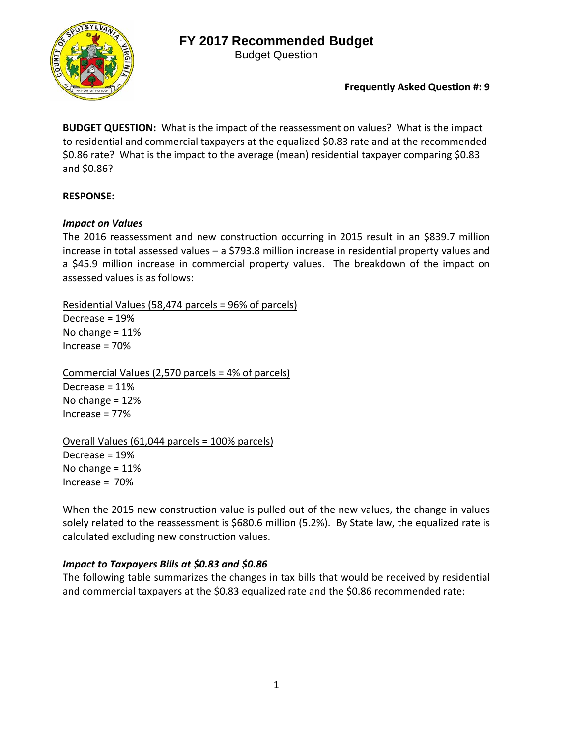# FY 2017 Recommended Budget

Budget Question

**Frequently Asked Question #: 9**

**BUDGET QUESTION:** What is the impact of the reassessment on values? What is the impact to residential and commercial taxpayers at the equalized $0.83 rate and at the recommended $0.86 rate? What is the impact to the average (mean) residential taxpayer comparing $0.83 and $0.86?

**RESPONSE:**

***Impact on Values***

The 2016 reassessment and new construction occurring in 2015 result in an $839.7 million increase in total assessed values – a $793.8 million increase in residential property values and a $45.9 million increase in commercial property values. The breakdown of the impact on assessed values is as follows:

Residential Values (58,474 parcels = 96% of parcels)

Decrease = 19%
No change = 11%
Increase = 70%

Commercial Values (2,570 parcels = 4% of parcels)

Decrease = 11%
No change = 12%
Increase = 77%

Overall Values (61,044 parcels = 100% parcels)

Decrease = 19%
No change = 11%
Increase = 70%

When the 2015 new construction value is pulled out of the new values, the change in values solely related to the reassessment is $680.6 million (5.2%). By State law, the equalized rate is calculated excluding new construction values.

***Impact to Taxpayers Bills at $0.83 and $0.86***

The following table summarizes the changes in tax bills that would be received by residential and commercial taxpayers at the $0.83 equalized rate and the $0.86 recommended rate: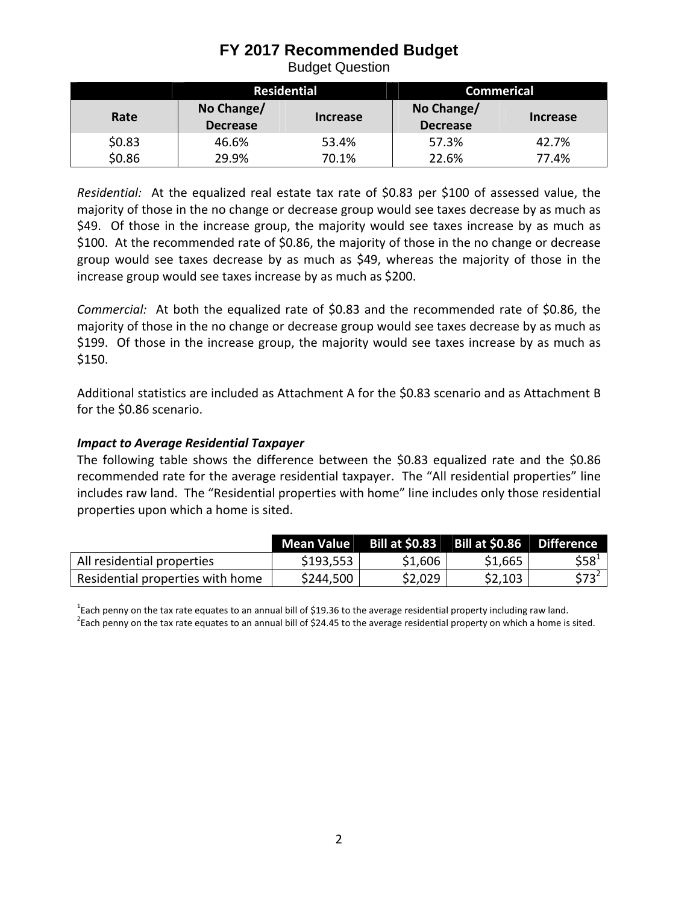# FY 2017 Recommended Budget

Budget Question

| | Residential | | Commerical | |
|---|---|---|---|---|
| Rate | No Change/ Decrease | Increase | No Change/ Decrease | Increase |
| $0.83 | 46.6% | 53.4% | 57.3% | 42.7% |
| $0.86 | 29.9% | 70.1% | 22.6% | 77.4% |

*Residential:* At the equalized real estate tax rate of $0.83 per $100 of assessed value, the majority of those in the no change or decrease group would see taxes decrease by as much as $49. Of those in the increase group, the majority would see taxes increase by as much as $100. At the recommended rate of $0.86, the majority of those in the no change or decrease group would see taxes decrease by as much as $49, whereas the majority of those in the increase group would see taxes increase by as much as $200.

*Commercial:* At both the equalized rate of $0.83 and the recommended rate of $0.86, the majority of those in the no change or decrease group would see taxes decrease by as much as $199. Of those in the increase group, the majority would see taxes increase by as much as $150.

Additional statistics are included as Attachment A for the $0.83 scenario and as Attachment B for the $0.86 scenario.

***Impact to Average Residential Taxpayer***

The following table shows the difference between the $0.83 equalized rate and the $0.86 recommended rate for the average residential taxpayer. The "All residential properties" line includes raw land. The "Residential properties with home" line includes only those residential properties upon which a home is sited.

| | Mean Value | Bill at $0.83 | Bill at $0.86 | Difference |
|---|---|---|---|---|
| All residential properties | $193,553 | $1,606 | $1,665 | $58[1] |
| Residential properties with home | $244,500 | $2,029 | $2,103 | $73[2] |

[1]Each penny on the tax rate equates to an annual bill of $19.36 to the average residential property including raw land.
[2]Each penny on the tax rate equates to an annual bill of $24.45 to the average residential property on which a home is sited.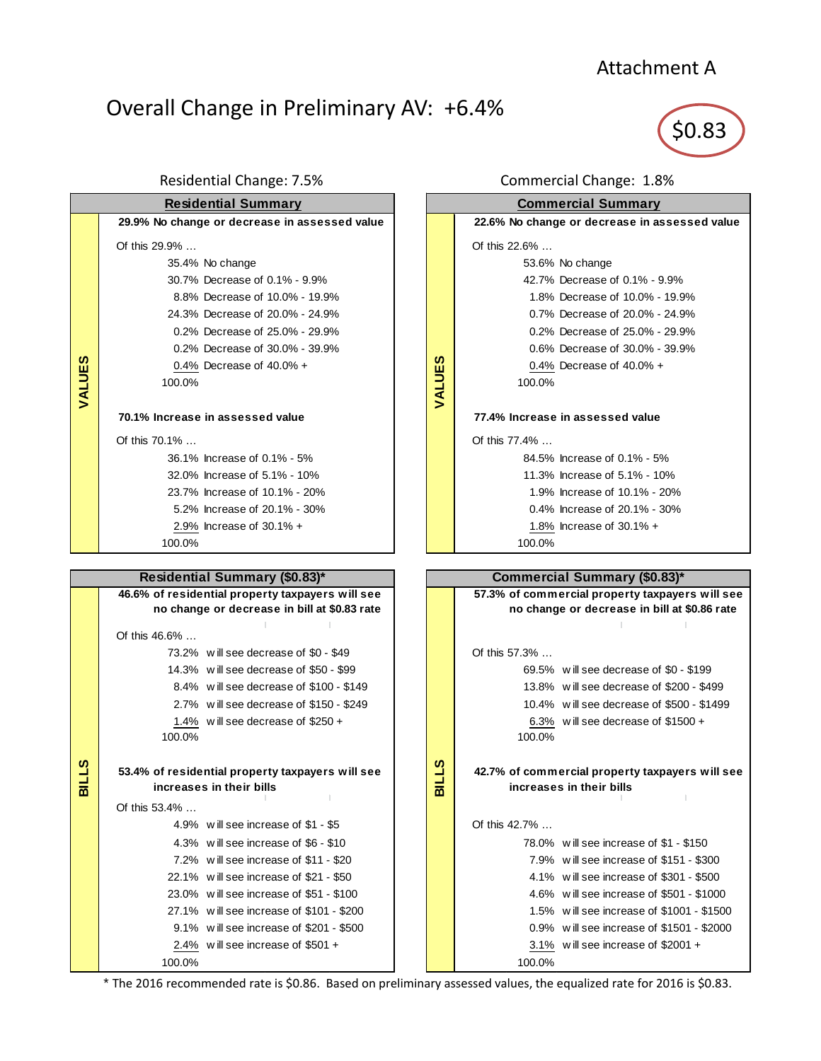Attachment A

# Overall Change in Preliminary AV: +6.4%

$0.83

## Residential Change: 7.5%

### Residential Summary

**VALUES**

**29.9% No change or decrease in assessed value**

Of this 29.9% …

| | |
|---|---|
| 35.4% | No change |
| 30.7% | Decrease of 0.1% - 9.9% |
| 8.8% | Decrease of 10.0% - 19.9% |
| 24.3% | Decrease of 20.0% - 24.9% |
| 0.2% | Decrease of 25.0% - 29.9% |
| 0.2% | Decrease of 30.0% - 39.9% |
| 0.4% | Decrease of 40.0% + |
| 100.0% | |

**70.1% Increase in assessed value**

Of this 70.1% …

| | |
|---|---|
| 36.1% | Increase of 0.1% - 5% |
| 32.0% | Increase of 5.1% - 10% |
| 23.7% | Increase of 10.1% - 20% |
| 5.2% | Increase of 20.1% - 30% |
| 2.9% | Increase of 30.1% + |
| 100.0% | |

### Residential Summary ($0.83)*

**BILLS**

**46.6% of residential property taxpayers will see no change or decrease in bill at $0.83 rate**

Of this 46.6% …

| | |
|---|---|
| 73.2% | will see decrease of $0 - $49 |
| 14.3% | will see decrease of $50 - $99 |
| 8.4% | will see decrease of $100 - $149 |
| 2.7% | will see decrease of $150 - $249 |
| 1.4% | will see decrease of $250 + |
| 100.0% | |

**53.4% of residential property taxpayers will see increases in their bills**

Of this 53.4% …

| | |
|---|---|
| 4.9% | will see increase of $1 - $5 |
| 4.3% | will see increase of $6 - $10 |
| 7.2% | will see increase of $11 - $20 |
| 22.1% | will see increase of $21 - $50 |
| 23.0% | will see increase of $51 - $100 |
| 27.1% | will see increase of $101 - $200 |
| 9.1% | will see increase of $201 - $500 |
| 2.4% | will see increase of $501 + |
| 100.0% | |

## Commercial Change: 1.8%

### Commercial Summary

**VALUES**

**22.6% No change or decrease in assessed value**

Of this 22.6% …

| | |
|---|---|
| 53.6% | No change |
| 42.7% | Decrease of 0.1% - 9.9% |
| 1.8% | Decrease of 10.0% - 19.9% |
| 0.7% | Decrease of 20.0% - 24.9% |
| 0.2% | Decrease of 25.0% - 29.9% |
| 0.6% | Decrease of 30.0% - 39.9% |
| 0.4% | Decrease of 40.0% + |
| 100.0% | |

**77.4% Increase in assessed value**

Of this 77.4% …

| | |
|---|---|
| 84.5% | Increase of 0.1% - 5% |
| 11.3% | Increase of 5.1% - 10% |
| 1.9% | Increase of 10.1% - 20% |
| 0.4% | Increase of 20.1% - 30% |
| 1.8% | Increase of 30.1% + |
| 100.0% | |

### Commercial Summary ($0.83)*

**BILLS**

**57.3% of commercial property taxpayers will see no change or decrease in bill at $0.86 rate**

Of this 57.3% …

| | |
|---|---|
| 69.5% | will see decrease of $0 - $199 |
| 13.8% | will see decrease of $200 - $499 |
| 10.4% | will see decrease of $500 - $1499 |
| 6.3% | will see decrease of $1500 + |
| 100.0% | |

**42.7% of commercial property taxpayers will see increases in their bills**

Of this 42.7% …

| | |
|---|---|
| 78.0% | will see increase of $1 - $150 |
| 7.9% | will see increase of $151 - $300 |
| 4.1% | will see increase of $301 - $500 |
| 4.6% | will see increase of $501 - $1000 |
| 1.5% | will see increase of $1001 - $1500 |
| 0.9% | will see increase of $1501 - $2000 |
| 3.1% | will see increase of $2001 + |
| 100.0% | |

* The 2016 recommended rate is $0.86. Based on preliminary assessed values, the equalized rate for 2016 is $0.83.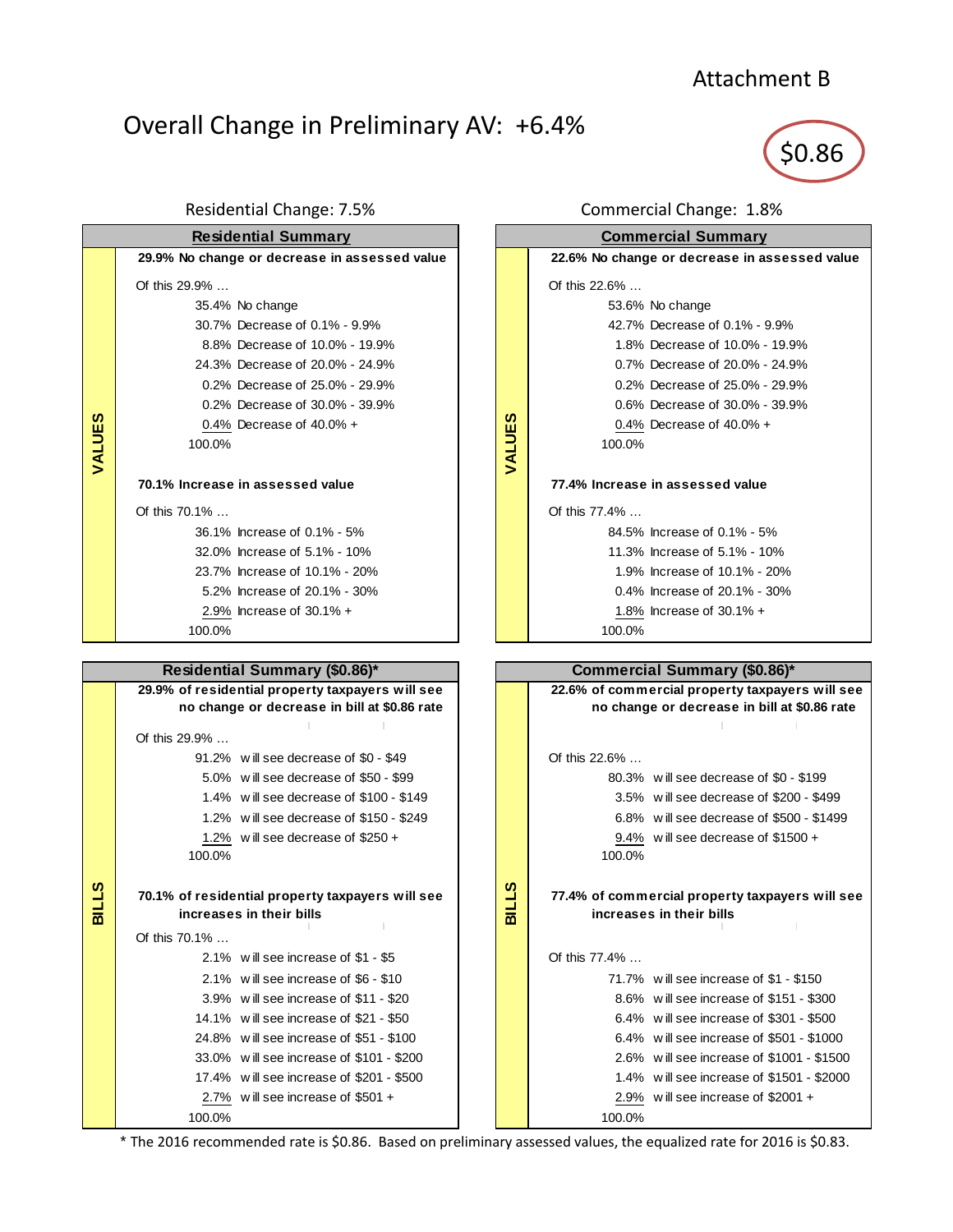Attachment B

# Overall Change in Preliminary AV: +6.4%

$0.86

## Residential Change: 7.5%

**Residential Summary**

VALUES

**29.9% No change or decrease in assessed value**

Of this 29.9% …

| | |
|---|---|
| 35.4% | No change |
| 30.7% | Decrease of 0.1% - 9.9% |
| 8.8% | Decrease of 10.0% - 19.9% |
| 24.3% | Decrease of 20.0% - 24.9% |
| 0.2% | Decrease of 25.0% - 29.9% |
| 0.2% | Decrease of 30.0% - 39.9% |
| 0.4% | Decrease of 40.0% + |
| 100.0% | |

**70.1% Increase in assessed value**

Of this 70.1% …

| | |
|---|---|
| 36.1% | Increase of 0.1% - 5% |
| 32.0% | Increase of 5.1% - 10% |
| 23.7% | Increase of 10.1% - 20% |
| 5.2% | Increase of 20.1% - 30% |
| 2.9% | Increase of 30.1% + |
| 100.0% | |

**Residential Summary ($0.86)***

BILLS

**29.9% of residential property taxpayers will see no change or decrease in bill at $0.86 rate**

Of this 29.9% …

| | |
|---|---|
| 91.2% | will see decrease of $0 - $49 |
| 5.0% | will see decrease of $50 - $99 |
| 1.4% | will see decrease of $100 - $149 |
| 1.2% | will see decrease of $150 - $249 |
| 1.2% | will see decrease of $250 + |
| 100.0% | |

**70.1% of residential property taxpayers will see increases in their bills**

Of this 70.1% …

| | |
|---|---|
| 2.1% | will see increase of $1 - $5 |
| 2.1% | will see increase of $6 - $10 |
| 3.9% | will see increase of $11 - $20 |
| 14.1% | will see increase of $21 - $50 |
| 24.8% | will see increase of $51 - $100 |
| 33.0% | will see increase of $101 - $200 |
| 17.4% | will see increase of $201 - $500 |
| 2.7% | will see increase of $501 + |
| 100.0% | |

## Commercial Change: 1.8%

**Commercial Summary**

VALUES

**22.6% No change or decrease in assessed value**

Of this 22.6% …

| | |
|---|---|
| 53.6% | No change |
| 42.7% | Decrease of 0.1% - 9.9% |
| 1.8% | Decrease of 10.0% - 19.9% |
| 0.7% | Decrease of 20.0% - 24.9% |
| 0.2% | Decrease of 25.0% - 29.9% |
| 0.6% | Decrease of 30.0% - 39.9% |
| 0.4% | Decrease of 40.0% + |
| 100.0% | |

**77.4% Increase in assessed value**

Of this 77.4% …

| | |
|---|---|
| 84.5% | Increase of 0.1% - 5% |
| 11.3% | Increase of 5.1% - 10% |
| 1.9% | Increase of 10.1% - 20% |
| 0.4% | Increase of 20.1% - 30% |
| 1.8% | Increase of 30.1% + |
| 100.0% | |

**Commercial Summary ($0.86)***

BILLS

**22.6% of commercial property taxpayers will see no change or decrease in bill at $0.86 rate**

Of this 22.6% …

| | |
|---|---|
| 80.3% | will see decrease of $0 - $199 |
| 3.5% | will see decrease of $200 - $499 |
| 6.8% | will see decrease of $500 - $1499 |
| 9.4% | will see decrease of $1500 + |
| 100.0% | |

**77.4% of commercial property taxpayers will see increases in their bills**

Of this 77.4% …

| | |
|---|---|
| 71.7% | will see increase of $1 - $150 |
| 8.6% | will see increase of $151 - $300 |
| 6.4% | will see increase of $301 - $500 |
| 6.4% | will see increase of $501 - $1000 |
| 2.6% | will see increase of $1001 - $1500 |
| 1.4% | will see increase of $1501 - $2000 |
| 2.9% | will see increase of $2001 + |
| 100.0% | |

* The 2016 recommended rate is $0.86. Based on preliminary assessed values, the equalized rate for 2016 is $0.83.